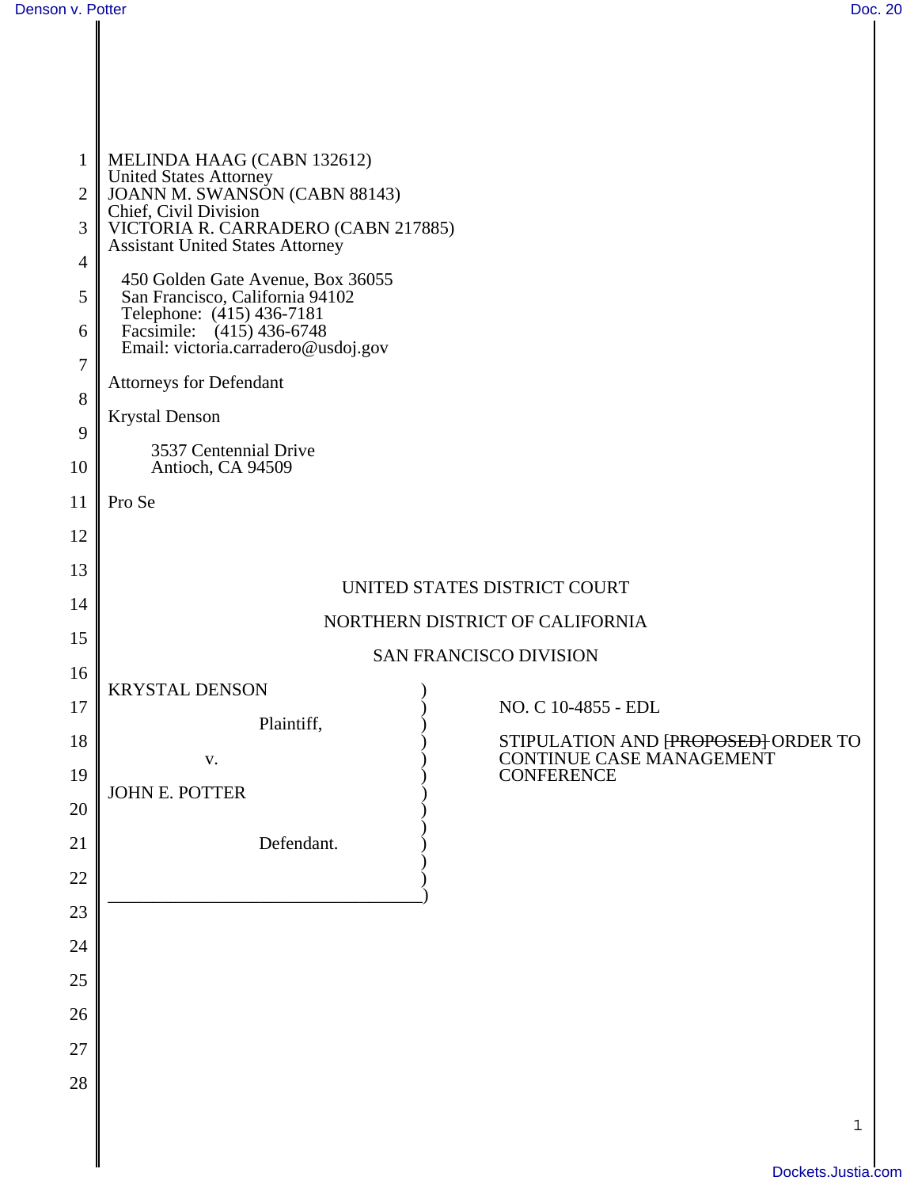MELINDA HAAG (CABN 132612)
United States Attorney
JOANN M. SWANSON (CABN 88143)
Chief, Civil Division
VICTORIA R. CARRADERO (CABN 217885)
Assistant United States Attorney

450 Golden Gate Avenue, Box 36055
San Francisco, California 94102
Telephone: (415) 436-7181
Facsimile: (415) 436-6748
Email: victoria.carradero@usdoj.gov

Attorneys for Defendant

Krystal Denson

3537 Centennial Drive
Antioch, CA 94509

Pro Se

UNITED STATES DISTRICT COURT

NORTHERN DISTRICT OF CALIFORNIA

SAN FRANCISCO DIVISION

| | |
|---|---|
| KRYSTAL DENSON<br><br>Plaintiff,<br><br>v.<br><br>JOHN E. POTTER<br><br>Defendant. | NO. C 10-4855 - EDL<br><br>STIPULATION AND ~~[PROPOSED]~~ ORDER TO CONTINUE CASE MANAGEMENT CONFERENCE |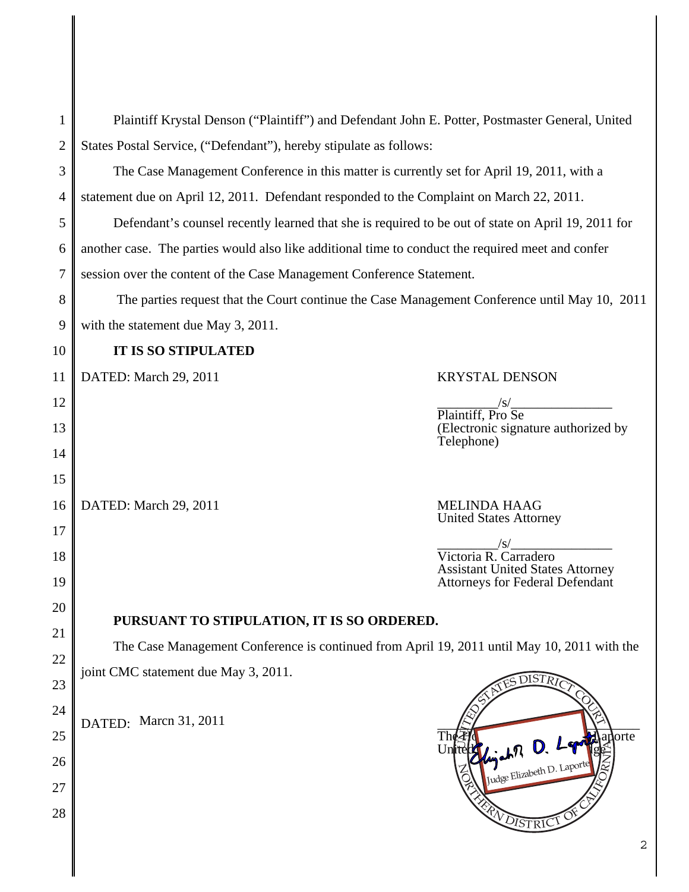Plaintiff Krystal Denson ("Plaintiff") and Defendant John E. Potter, Postmaster General, United States Postal Service, ("Defendant"), hereby stipulate as follows:

The Case Management Conference in this matter is currently set for April 19, 2011, with a statement due on April 12, 2011. Defendant responded to the Complaint on March 22, 2011.

Defendant's counsel recently learned that she is required to be out of state on April 19, 2011 for another case. The parties would also like additional time to conduct the required meet and confer session over the content of the Case Management Conference Statement.

The parties request that the Court continue the Case Management Conference until May 10, 2011 with the statement due May 3, 2011.

**IT IS SO STIPULATED**

DATED: March 29, 2011

KRYSTAL DENSON

_________/s/________________
Plaintiff, Pro Se
(Electronic signature authorized by Telephone)

DATED: March 29, 2011

MELINDA HAAG
United States Attorney

_________/s/________________
Victoria R. Carradero
Assistant United States Attorney
Attorneys for Federal Defendant

**PURSUANT TO STIPULATION, IT IS SO ORDERED.**

The Case Management Conference is continued from April 19, 2011 until May 10, 2011 with the joint CMC statement due May 3, 2011.

DATED: Marcn 31, 2011

____________________________
The Honorable Elizabeth D. Laporte
United States Magistrate Judge

UNITED STATES DISTRICT COURT NORTHERN DISTRICT OF CALIFORNIA
Judge Elizabeth D. Laporte